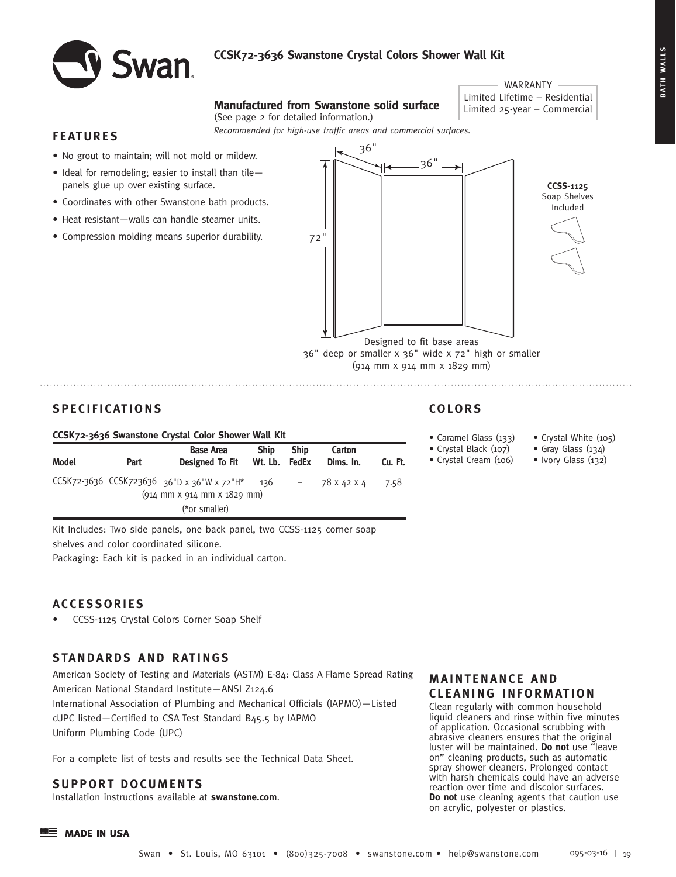# CCSK72-3636 Swanstone Crystal Colors Shower Wall Kit

**Manufactured from Swanstone solid surface**
(See page 2 for detailed information.)
*Recommended for high-use traffic areas and commercial surfaces.*

WARRANTY
Limited Lifetime – Residential
Limited 25-year – Commercial

## FEATURES

- No grout to maintain; will not mold or mildew.
- Ideal for remodeling; easier to install than tile—panels glue up over existing surface.
- Coordinates with other Swanstone bath products.
- Heat resistant—walls can handle steamer units.
- Compression molding means superior durability.

36"
36"
72"

**CCSS-1125**
Soap Shelves
Included

Designed to fit base areas
36" deep or smaller x 36" wide x 72" high or smaller
(914 mm x 914 mm x 1829 mm)

## SPECIFICATIONS

**CCSK72-3636 Swanstone Crystal Color Shower Wall Kit**

| Model | Part | Base Area Designed To Fit | Ship Wt. Lb. | Ship FedEx | Carton Dims. In. | Cu. Ft. |
|---|---|---|---|---|---|---|
| CCSK72-3636 | CCSK723636 | 36"D x 36"W x 72"H* (914 mm x 914 mm x 1829 mm) (*or smaller) | 136 | – | 78 x 42 x 4 | 7.58 |

Kit Includes: Two side panels, one back panel, two CCSS-1125 corner soap shelves and color coordinated silicone.
Packaging: Each kit is packed in an individual carton.

## COLORS

- Caramel Glass (133)
- Crystal Black (107)
- Crystal Cream (106)
- Crystal White (105)
- Gray Glass (134)
- Ivory Glass (132)

## ACCESSORIES

- CCSS-1125 Crystal Colors Corner Soap Shelf

## STANDARDS AND RATINGS

American Society of Testing and Materials (ASTM) E-84: Class A Flame Spread Rating
American National Standard Institute—ANSI Z124.6
International Association of Plumbing and Mechanical Officials (IAPMO)—Listed
cUPC listed—Certified to CSA Test Standard B45.5 by IAPMO
Uniform Plumbing Code (UPC)

For a complete list of tests and results see the Technical Data Sheet.

## SUPPORT DOCUMENTS

Installation instructions available at **swanstone.com**.

## MAINTENANCE AND CLEANING INFORMATION

Clean regularly with common household liquid cleaners and rinse within five minutes of application. Occasional scrubbing with abrasive cleaners ensures that the original luster will be maintained. **Do not** use "leave on" cleaning products, such as automatic spray shower cleaners. Prolonged contact with harsh chemicals could have an adverse reaction over time and discolor surfaces. **Do not** use cleaning agents that caution use on acrylic, polyester or plastics.

**MADE IN USA**

Swan • St. Louis, MO 63101 • (800)325-7008 • swanstone.com • help@swanstone.com 095-03-16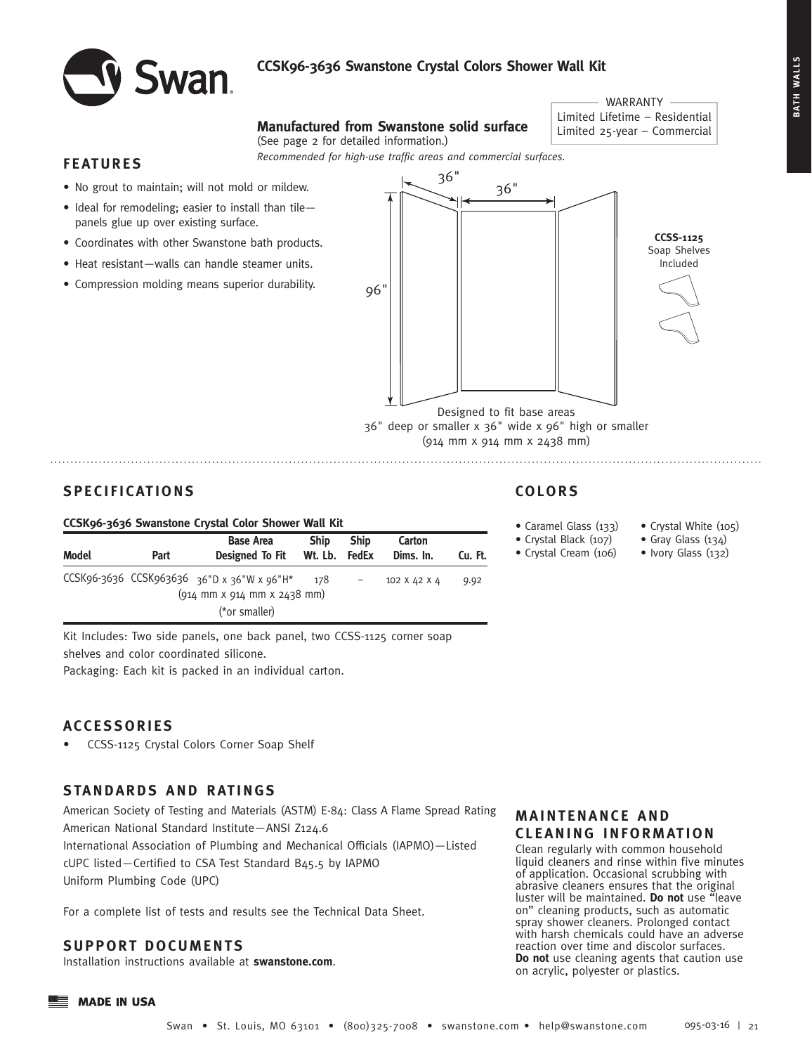# CCSK96-3636 Swanstone Crystal Colors Shower Wall Kit

BATH WALLS

WARRANTY
Limited Lifetime – Residential
Limited 25-year – Commercial

**Manufactured from Swanstone solid surface**
(See page 2 for detailed information.)
*Recommended for high-use traffic areas and commercial surfaces.*

## FEATURES

- No grout to maintain; will not mold or mildew.
- Ideal for remodeling; easier to install than tile—panels glue up over existing surface.
- Coordinates with other Swanstone bath products.
- Heat resistant—walls can handle steamer units.
- Compression molding means superior durability.

36"
36"
96"

**CCSS-1125**
Soap Shelves
Included

Designed to fit base areas
36" deep or smaller x 36" wide x 96" high or smaller
(914 mm x 914 mm x 2438 mm)

## SPECIFICATIONS

**CCSK96-3636 Swanstone Crystal Color Shower Wall Kit**

| Model | Part | Base Area Designed To Fit | Ship Wt. Lb. | Ship FedEx | Carton Dims. In. | Cu. Ft. |
|---|---|---|---|---|---|---|
| CCSK96-3636 | CCSK963636 | 36"D x 36"W x 96"H* (914 mm x 914 mm x 2438 mm) (*or smaller) | 178 | – | 102 x 42 x 4 | 9.92 |

Kit Includes: Two side panels, one back panel, two CCSS-1125 corner soap shelves and color coordinated silicone.

Packaging: Each kit is packed in an individual carton.

## COLORS

- Caramel Glass (133)
- Crystal Black (107)
- Crystal Cream (106)
- Crystal White (105)
- Gray Glass (134)
- Ivory Glass (132)

## ACCESSORIES

- CCSS-1125 Crystal Colors Corner Soap Shelf

## STANDARDS AND RATINGS

American Society of Testing and Materials (ASTM) E-84: Class A Flame Spread Rating
American National Standard Institute—ANSI Z124.6
International Association of Plumbing and Mechanical Officials (IAPMO)—Listed
cUPC listed—Certified to CSA Test Standard B45.5 by IAPMO
Uniform Plumbing Code (UPC)

For a complete list of tests and results see the Technical Data Sheet.

## SUPPORT DOCUMENTS

Installation instructions available at **swanstone.com**.

## MAINTENANCE AND CLEANING INFORMATION

Clean regularly with common household liquid cleaners and rinse within five minutes of application. Occasional scrubbing with abrasive cleaners ensures that the original luster will be maintained. **Do not** use "leave on" cleaning products, such as automatic spray shower cleaners. Prolonged contact with harsh chemicals could have an adverse reaction over time and discolor surfaces. **Do not** use cleaning agents that caution use on acrylic, polyester or plastics.

MADE IN USA

Swan • St. Louis, MO 63101 • (800)325-7008 • swanstone.com • help@swanstone.com 095-03-16